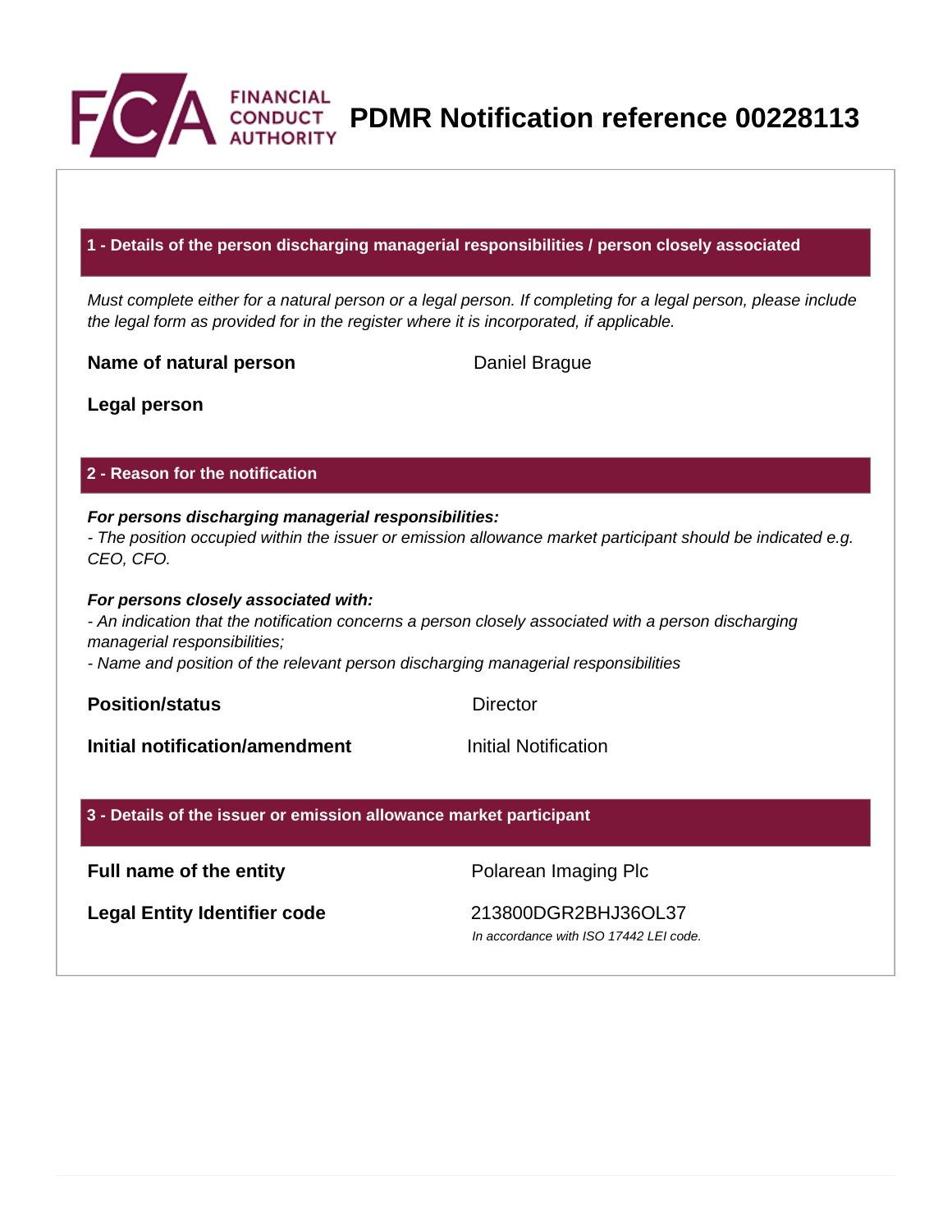# PDMR Notification reference 00228113

## 1 - Details of the person discharging managerial responsibilities / person closely associated

*Must complete either for a natural person or a legal person. If completing for a legal person, please include the legal form as provided for in the register where it is incorporated, if applicable.*

**Name of natural person** Daniel Brague

**Legal person**

## 2 - Reason for the notification

***For persons discharging managerial responsibilities:***
*- The position occupied within the issuer or emission allowance market participant should be indicated e.g. CEO, CFO.*

***For persons closely associated with:***
*- An indication that the notification concerns a person closely associated with a person discharging managerial responsibilities;*
*- Name and position of the relevant person discharging managerial responsibilities*

**Position/status** Director

**Initial notification/amendment** Initial Notification

## 3 - Details of the issuer or emission allowance market participant

**Full name of the entity** Polarean Imaging Plc

**Legal Entity Identifier code** 213800DGR2BHJ36OL37
*In accordance with ISO 17442 LEI code.*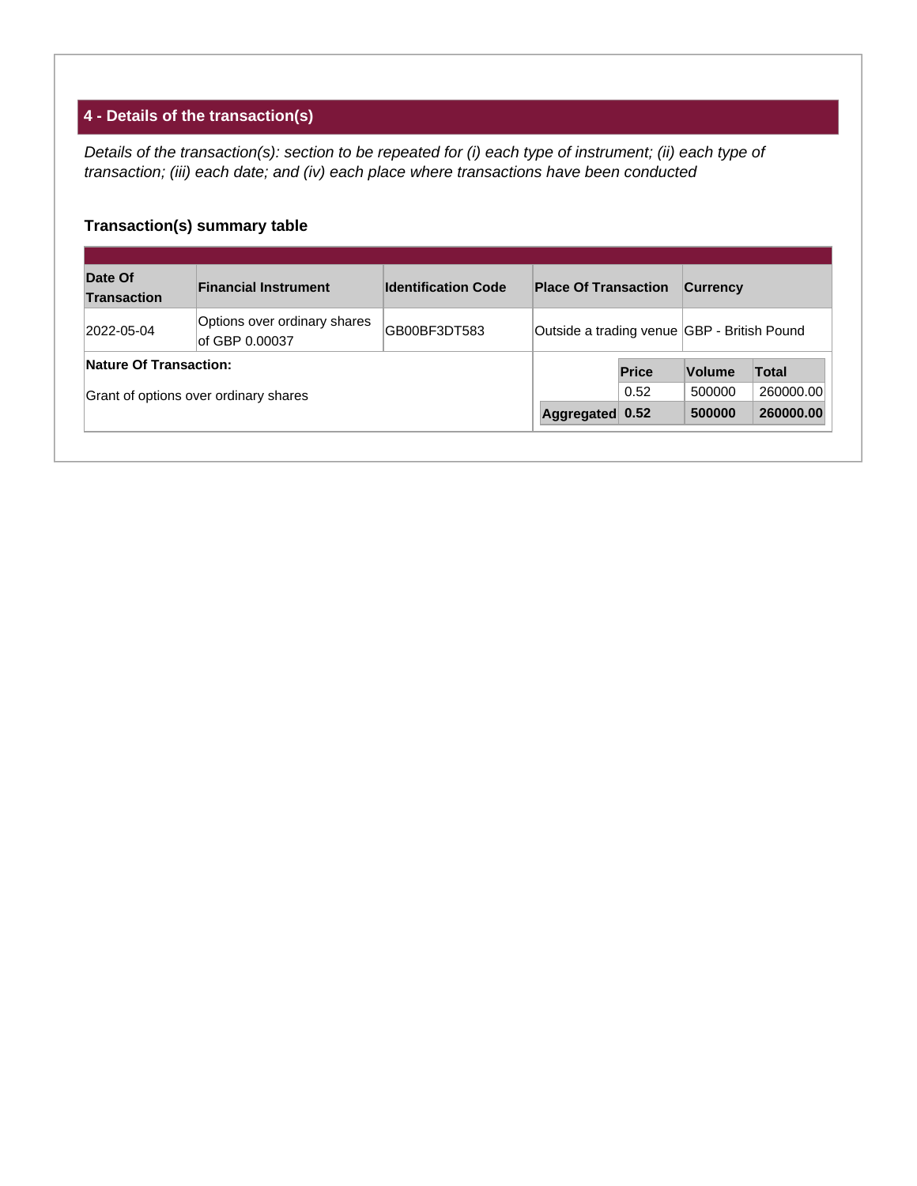## 4 - Details of the transaction(s)

*Details of the transaction(s): section to be repeated for (i) each type of instrument; (ii) each type of transaction; (iii) each date; and (iv) each place where transactions have been conducted*

### Transaction(s) summary table

| Date Of Transaction | Financial Instrument | Identification Code | Place Of Transaction | Currency |
|---|---|---|---|---|
| 2022-05-04 | Options over ordinary shares of GBP 0.00037 | GB00BF3DT583 | Outside a trading venue | GBP - British Pound |

**Nature Of Transaction:**

Grant of options over ordinary shares

| | Price | Volume | Total |
|---|---|---|---|
| | 0.52 | 500000 | 260000.00 |
| **Aggregated** | **0.52** | **500000** | **260000.00** |